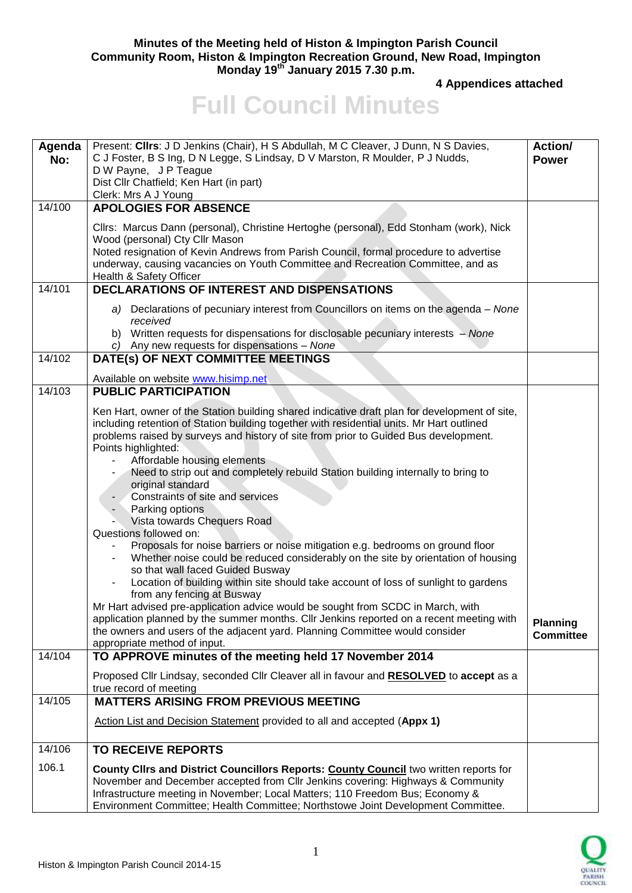**Minutes of the Meeting held of Histon & Impington Parish Council**
**Community Room, Histon & Impington Recreation Ground, New Road, Impington**
**Monday 19th January 2015 7.30 p.m.**

**4 Appendices attached**

# Full Council Minutes

| Agenda No: | Present: **Cllrs**: J D Jenkins (Chair), H S Abdullah, M C Cleaver, J Dunn, N S Davies, C J Foster, B S Ing, D N Legge, S Lindsay, D V Marston, R Moulder, P J Nudds, D W Payne, J P Teague<br>Dist Cllr Chatfield; Ken Hart (in part)<br>Clerk: Mrs A J Young | **Action/ Power** |
|---|---|---|
| 14/100 | **APOLOGIES FOR ABSENCE**<br><br>Cllrs: Marcus Dann (personal), Christine Hertoghe (personal), Edd Stonham (work), Nick Wood (personal) Cty Cllr Mason<br>Noted resignation of Kevin Andrews from Parish Council, formal procedure to advertise underway, causing vacancies on Youth Committee and Recreation Committee, and as Health & Safety Officer | |
| 14/101 | **DECLARATIONS OF INTEREST AND DISPENSATIONS**<br><br>a) Declarations of pecuniary interest from Councillors on items on the agenda – *None received*<br>b) Written requests for dispensations for disclosable pecuniary interests – *None*<br>c) Any new requests for dispensations – *None* | |
| 14/102 | **DATE(s) OF NEXT COMMITTEE MEETINGS**<br><br>Available on website www.hisimp.net | |
| 14/103 | **PUBLIC PARTICIPATION**<br><br>Ken Hart, owner of the Station building shared indicative draft plan for development of site, including retention of Station building together with residential units. Mr Hart outlined problems raised by surveys and history of site from prior to Guided Bus development.<br>Points highlighted:<br>- Affordable housing elements<br>- Need to strip out and completely rebuild Station building internally to bring to original standard<br>- Constraints of site and services<br>- Parking options<br>- Vista towards Chequers Road<br>Questions followed on:<br>- Proposals for noise barriers or noise mitigation e.g. bedrooms on ground floor<br>- Whether noise could be reduced considerably on the site by orientation of housing so that wall faced Guided Busway<br>- Location of building within site should take account of loss of sunlight to gardens from any fencing at Busway<br>Mr Hart advised pre-application advice would be sought from SCDC in March, with application planned by the summer months. Cllr Jenkins reported on a recent meeting with the owners and users of the adjacent yard. Planning Committee would consider appropriate method of input. | **Planning Committee** |
| 14/104 | **TO APPROVE minutes of the meeting held 17 November 2014**<br><br>Proposed Cllr Lindsay, seconded Cllr Cleaver all in favour and **RESOLVED** to **accept** as a true record of meeting | |
| 14/105 | **MATTERS ARISING FROM PREVIOUS MEETING**<br><br>Action List and Decision Statement provided to all and accepted (**Appx 1)** | |
| 14/106 | **TO RECEIVE REPORTS** | |
| 106.1 | **County Cllrs and District Councillors Reports: County Council** two written reports for November and December accepted from Cllr Jenkins covering: Highways & Community Infrastructure meeting in November; Local Matters; 110 Freedom Bus; Economy & Environment Committee; Health Committee; Northstowe Joint Development Committee. | |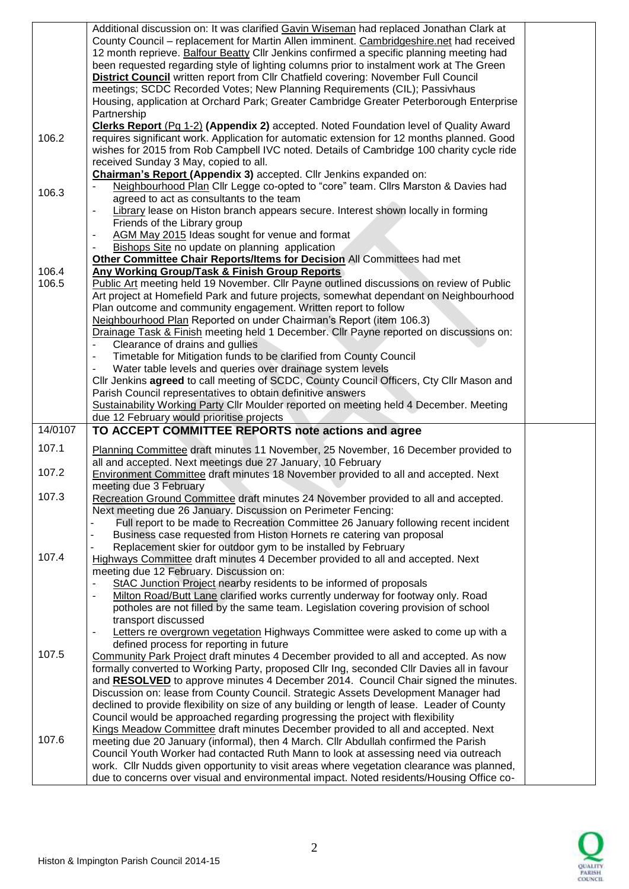| | | |
|---|---|---|
| | Additional discussion on: It was clarified Gavin Wiseman had replaced Jonathan Clark at County Council – replacement for Martin Allen imminent. Cambridgeshire.net had received 12 month reprieve. Balfour Beatty Cllr Jenkins confirmed a specific planning meeting had been requested regarding style of lighting columns prior to instalment work at The Green<br>**District Council** written report from Cllr Chatfield covering: November Full Council meetings; SCDC Recorded Votes; New Planning Requirements (CIL); Passivhaus Housing, application at Orchard Park; Greater Cambridge Greater Peterborough Enterprise Partnership | |
| 106.2 | **Clerks Report** (Pg 1-2) **(Appendix 2)** accepted. Noted Foundation level of Quality Award requires significant work. Application for automatic extension for 12 months planned. Good wishes for 2015 from Rob Campbell IVC noted. Details of Cambridge 100 charity cycle ride received Sunday 3 May, copied to all. | |
| 106.3 | **Chairman's Report (Appendix 3)** accepted. Cllr Jenkins expanded on:<br>- Neighbourhood Plan Cllr Legge co-opted to "core" team. Cllrs Marston & Davies had agreed to act as consultants to the team<br>- Library lease on Histon branch appears secure. Interest shown locally in forming Friends of the Library group<br>- AGM May 2015 Ideas sought for venue and format<br>- Bishops Site no update on planning application | |
| 106.4 | **Other Committee Chair Reports/Items for Decision** All Committees had met | |
| 106.5 | **Any Working Group/Task & Finish Group Reports**<br>Public Art meeting held 19 November. Cllr Payne outlined discussions on review of Public Art project at Homefield Park and future projects, somewhat dependant on Neighbourhood Plan outcome and community engagement. Written report to follow<br>Neighbourhood Plan Reported on under Chairman's Report (item 106.3)<br>Drainage Task & Finish meeting held 1 December. Cllr Payne reported on discussions on:<br>- Clearance of drains and gullies<br>- Timetable for Mitigation funds to be clarified from County Council<br>- Water table levels and queries over drainage system levels<br>Cllr Jenkins **agreed** to call meeting of SCDC, County Council Officers, Cty Cllr Mason and Parish Council representatives to obtain definitive answers<br>Sustainability Working Party Cllr Moulder reported on meeting held 4 December. Meeting due 12 February would prioritise projects | |
| 14/0107 | **TO ACCEPT COMMITTEE REPORTS note actions and agree** | |
| 107.1 | Planning Committee draft minutes 11 November, 25 November, 16 December provided to all and accepted. Next meetings due 27 January, 10 February | |
| 107.2 | Environment Committee draft minutes 18 November provided to all and accepted. Next meeting due 3 February | |
| 107.3 | Recreation Ground Committee draft minutes 24 November provided to all and accepted. Next meeting due 26 January. Discussion on Perimeter Fencing:<br>- Full report to be made to Recreation Committee 26 January following recent incident<br>- Business case requested from Histon Hornets re catering van proposal<br>- Replacement skier for outdoor gym to be installed by February | |
| 107.4 | Highways Committee draft minutes 4 December provided to all and accepted. Next meeting due 12 February. Discussion on:<br>- StAC Junction Project nearby residents to be informed of proposals<br>- Milton Road/Butt Lane clarified works currently underway for footway only. Road potholes are not filled by the same team. Legislation covering provision of school transport discussed<br>- Letters re overgrown vegetation Highways Committee were asked to come up with a defined process for reporting in future | |
| 107.5 | Community Park Project draft minutes 4 December provided to all and accepted. As now formally converted to Working Party, proposed Cllr Ing, seconded Cllr Davies all in favour and **RESOLVED** to approve minutes 4 December 2014. Council Chair signed the minutes. Discussion on: lease from County Council. Strategic Assets Development Manager had declined to provide flexibility on size of any building or length of lease. Leader of County Council would be approached regarding progressing the project with flexibility | |
| 107.6 | Kings Meadow Committee draft minutes December provided to all and accepted. Next meeting due 20 January (informal), then 4 March. Cllr Abdullah confirmed the Parish Council Youth Worker had contacted Ruth Mann to look at assessing need via outreach work. Cllr Nudds given opportunity to visit areas where vegetation clearance was planned, due to concerns over visual and environmental impact. Noted residents/Housing Office co- | |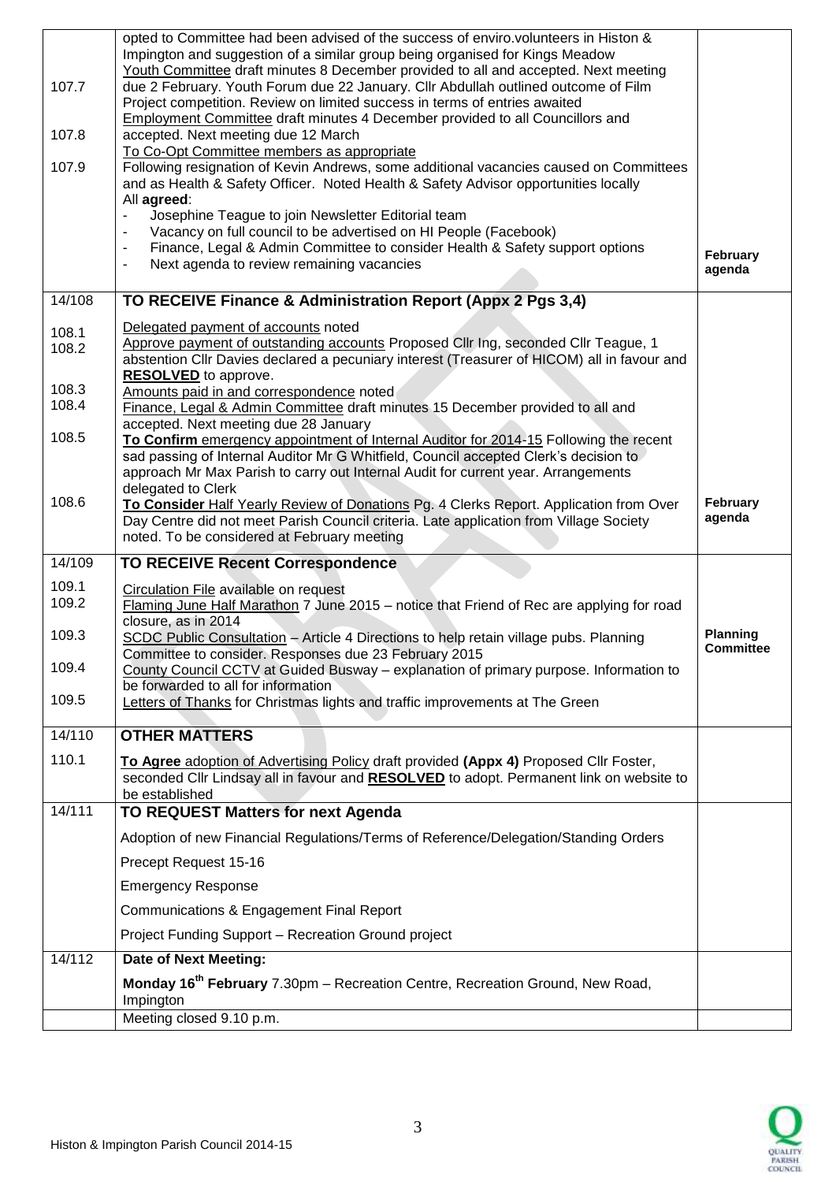| | | |
|---|---|---|
| | opted to Committee had been advised of the success of enviro.volunteers in Histon & Impington and suggestion of a similar group being organised for Kings Meadow | |
| 107.7 | <u>Youth Committee</u> draft minutes 8 December provided to all and accepted. Next meeting due 2 February. Youth Forum due 22 January. Cllr Abdullah outlined outcome of Film Project competition. Review on limited success in terms of entries awaited | |
| 107.8 | <u>Employment Committee</u> draft minutes 4 December provided to all Councillors and accepted. Next meeting due 12 March | |
| 107.9 | <u>To Co-Opt Committee members as appropriate</u><br>Following resignation of Kevin Andrews, some additional vacancies caused on Committees and as Health & Safety Officer. Noted Health & Safety Advisor opportunities locally<br>All **agreed**:<br>- Josephine Teague to join Newsletter Editorial team<br>- Vacancy on full council to be advertised on HI People (Facebook)<br>- Finance, Legal & Admin Committee to consider Health & Safety support options<br>- Next agenda to review remaining vacancies | **February agenda** |
| **14/108** | **TO RECEIVE Finance & Administration Report (Appx 2 Pgs 3,4)** | |
| 108.1 | <u>Delegated payment of accounts</u> noted | |
| 108.2 | <u>Approve payment of outstanding accounts</u> Proposed Cllr Ing, seconded Cllr Teague, 1 abstention Cllr Davies declared a pecuniary interest (Treasurer of HICOM) all in favour and **<u>RESOLVED</u>** to approve. | |
| 108.3 | <u>Amounts paid in and correspondence</u> noted | |
| 108.4 | <u>Finance, Legal & Admin Committee</u> draft minutes 15 December provided to all and accepted. Next meeting due 28 January | |
| 108.5 | **<u>To Confirm</u>** <u>emergency appointment of Internal Auditor for 2014-15</u> Following the recent sad passing of Internal Auditor Mr G Whitfield, Council accepted Clerk's decision to approach Mr Max Parish to carry out Internal Audit for current year. Arrangements delegated to Clerk | |
| 108.6 | **<u>To Consider</u>** <u>Half Yearly Review of Donations</u> Pg. 4 Clerks Report. Application from Over Day Centre did not meet Parish Council criteria. Late application from Village Society noted. To be considered at February meeting | **February agenda** |
| **14/109** | **TO RECEIVE Recent Correspondence** | |
| 109.1 | <u>Circulation File</u> available on request | |
| 109.2 | <u>Flaming June Half Marathon</u> 7 June 2015 – notice that Friend of Rec are applying for road closure, as in 2014 | |
| 109.3 | <u>SCDC Public Consultation</u> – Article 4 Directions to help retain village pubs. Planning Committee to consider. Responses due 23 February 2015 | **Planning Committee** |
| 109.4 | <u>County Council CCTV</u> at Guided Busway – explanation of primary purpose. Information to be forwarded to all for information | |
| 109.5 | <u>Letters of Thanks</u> for Christmas lights and traffic improvements at The Green | |
| **14/110** | **OTHER MATTERS** | |
| 110.1 | **<u>To Agree</u>** <u>adoption of Advertising Policy</u> draft provided **(Appx 4)** Proposed Cllr Foster, seconded Cllr Lindsay all in favour and **<u>RESOLVED</u>** to adopt. Permanent link on website to be established | |
| **14/111** | **TO REQUEST Matters for next Agenda** | |
| | Adoption of new Financial Regulations/Terms of Reference/Delegation/Standing Orders | |
| | Precept Request 15-16 | |
| | Emergency Response | |
| | Communications & Engagement Final Report | |
| | Project Funding Support – Recreation Ground project | |
| **14/112** | **Date of Next Meeting:** | |
| | **Monday 16th February** 7.30pm – Recreation Centre, Recreation Ground, New Road, Impington | |
| | Meeting closed 9.10 p.m. | |